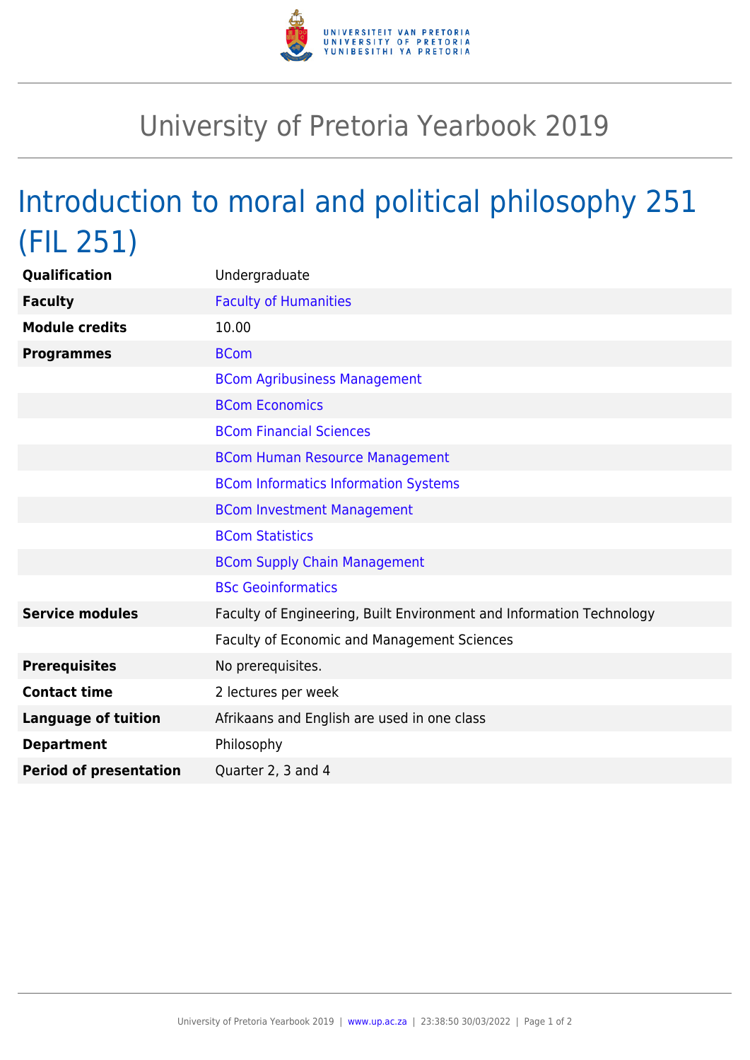# University of Pretoria Yearbook 2019

## Introduction to moral and political philosophy 251 (FIL 251)

| | |
|---|---|
| **Qualification** | Undergraduate |
| **Faculty** | Faculty of Humanities |
| **Module credits** | 10.00 |
| **Programmes** | BCom |
| | BCom Agribusiness Management |
| | BCom Economics |
| | BCom Financial Sciences |
| | BCom Human Resource Management |
| | BCom Informatics Information Systems |
| | BCom Investment Management |
| | BCom Statistics |
| | BCom Supply Chain Management |
| | BSc Geoinformatics |
| **Service modules** | Faculty of Engineering, Built Environment and Information Technology |
| | Faculty of Economic and Management Sciences |
| **Prerequisites** | No prerequisites. |
| **Contact time** | 2 lectures per week |
| **Language of tuition** | Afrikaans and English are used in one class |
| **Department** | Philosophy |
| **Period of presentation** | Quarter 2, 3 and 4 |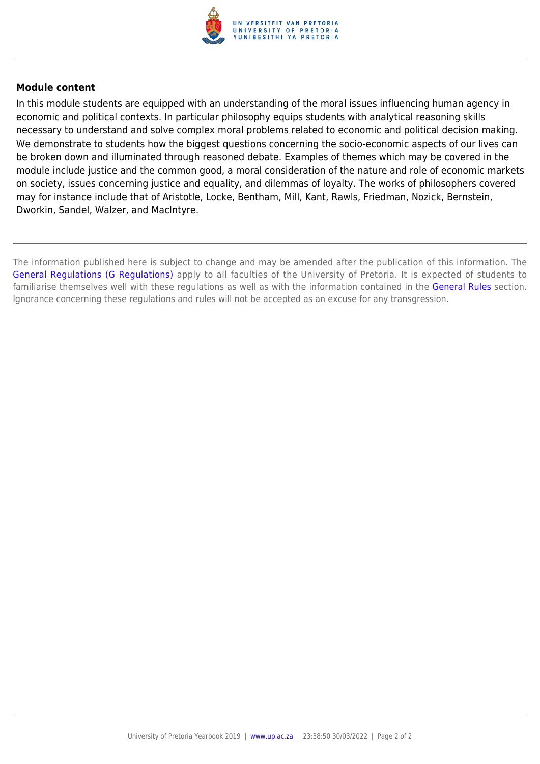### Module content

In this module students are equipped with an understanding of the moral issues influencing human agency in economic and political contexts. In particular philosophy equips students with analytical reasoning skills necessary to understand and solve complex moral problems related to economic and political decision making. We demonstrate to students how the biggest questions concerning the socio-economic aspects of our lives can be broken down and illuminated through reasoned debate. Examples of themes which may be covered in the module include justice and the common good, a moral consideration of the nature and role of economic markets on society, issues concerning justice and equality, and dilemmas of loyalty. The works of philosophers covered may for instance include that of Aristotle, Locke, Bentham, Mill, Kant, Rawls, Friedman, Nozick, Bernstein, Dworkin, Sandel, Walzer, and MacIntyre.

The information published here is subject to change and may be amended after the publication of this information. The General Regulations (G Regulations) apply to all faculties of the University of Pretoria. It is expected of students to familiarise themselves well with these regulations as well as with the information contained in the General Rules section. Ignorance concerning these regulations and rules will not be accepted as an excuse for any transgression.